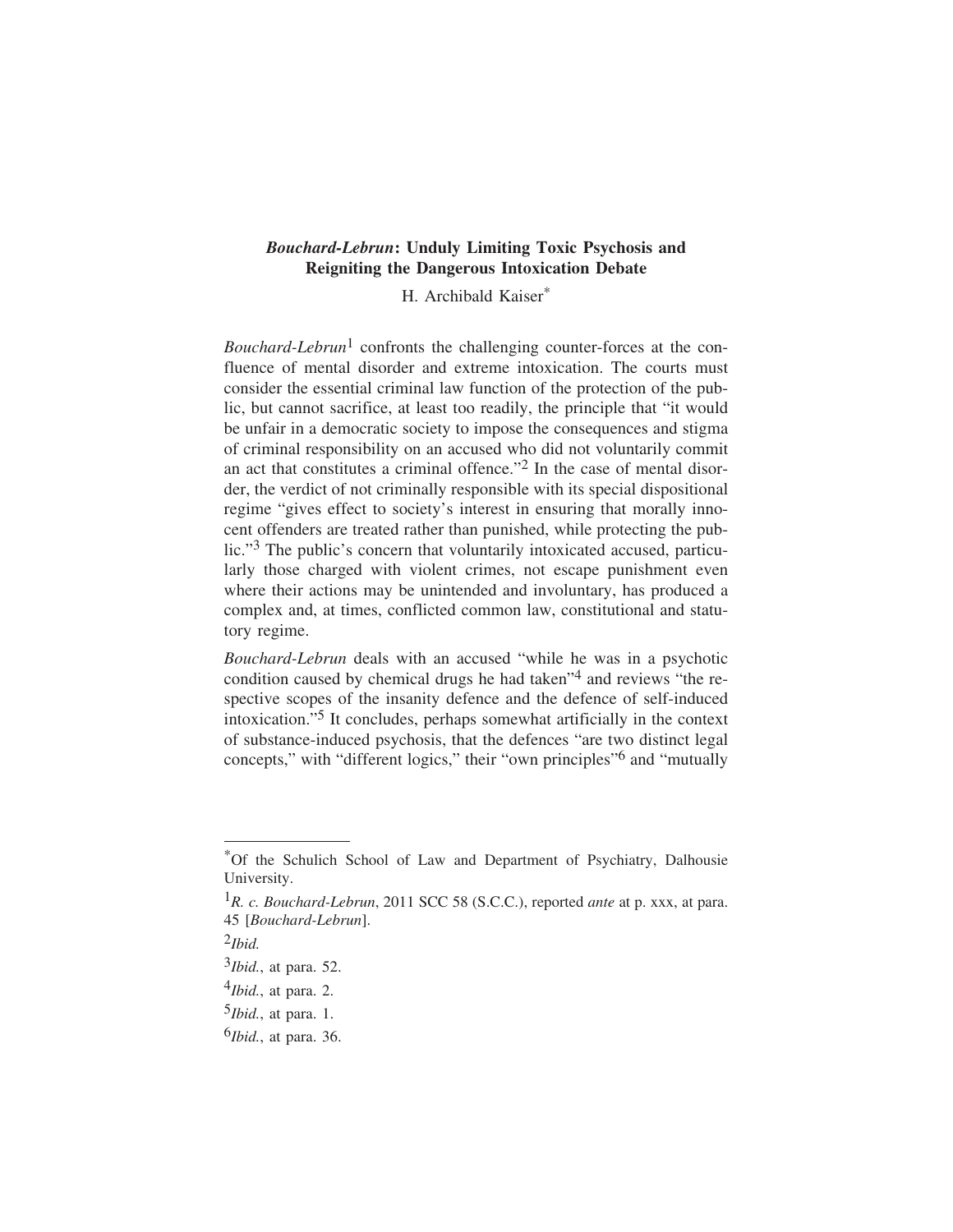# *Bouchard-Lebrun*: Unduly Limiting Toxic Psychosis and Reigniting the Dangerous Intoxication Debate

H. Archibald Kaiser[*]

*Bouchard-Lebrun*[1] confronts the challenging counter-forces at the confluence of mental disorder and extreme intoxication. The courts must consider the essential criminal law function of the protection of the public, but cannot sacrifice, at least too readily, the principle that "it would be unfair in a democratic society to impose the consequences and stigma of criminal responsibility on an accused who did not voluntarily commit an act that constitutes a criminal offence."[2] In the case of mental disorder, the verdict of not criminally responsible with its special dispositional regime "gives effect to society's interest in ensuring that morally innocent offenders are treated rather than punished, while protecting the public."[3] The public's concern that voluntarily intoxicated accused, particularly those charged with violent crimes, not escape punishment even where their actions may be unintended and involuntary, has produced a complex and, at times, conflicted common law, constitutional and statutory regime.

*Bouchard-Lebrun* deals with an accused "while he was in a psychotic condition caused by chemical drugs he had taken"[4] and reviews "the respective scopes of the insanity defence and the defence of self-induced intoxication."[5] It concludes, perhaps somewhat artificially in the context of substance-induced psychosis, that the defences "are two distinct legal concepts," with "different logics," their "own principles"[6] and "mutually

---

[*] Of the Schulich School of Law and Department of Psychiatry, Dalhousie University.

[1] *R. c. Bouchard-Lebrun*, 2011 SCC 58 (S.C.C.), reported *ante* at p. xxx, at para. 45 [*Bouchard-Lebrun*].

[2] *Ibid.*

[3] *Ibid.*, at para. 52.

[4] *Ibid.*, at para. 2.

[5] *Ibid.*, at para. 1.

[6] *Ibid.*, at para. 36.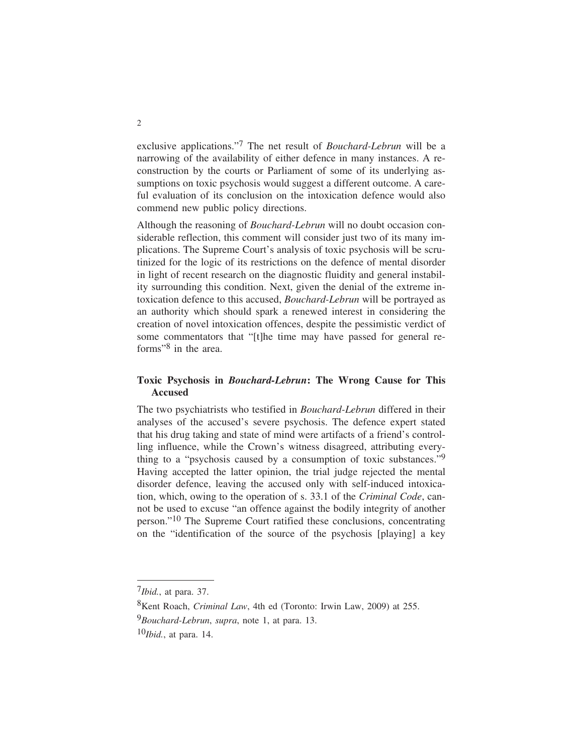exclusive applications."[7] The net result of *Bouchard-Lebrun* will be a narrowing of the availability of either defence in many instances. A reconstruction by the courts or Parliament of some of its underlying assumptions on toxic psychosis would suggest a different outcome. A careful evaluation of its conclusion on the intoxication defence would also commend new public policy directions.

Although the reasoning of *Bouchard-Lebrun* will no doubt occasion considerable reflection, this comment will consider just two of its many implications. The Supreme Court's analysis of toxic psychosis will be scrutinized for the logic of its restrictions on the defence of mental disorder in light of recent research on the diagnostic fluidity and general instability surrounding this condition. Next, given the denial of the extreme intoxication defence to this accused, *Bouchard-Lebrun* will be portrayed as an authority which should spark a renewed interest in considering the creation of novel intoxication offences, despite the pessimistic verdict of some commentators that "[t]he time may have passed for general reforms"[8] in the area.

## Toxic Psychosis in *Bouchard-Lebrun*: The Wrong Cause for This Accused

The two psychiatrists who testified in *Bouchard-Lebrun* differed in their analyses of the accused's severe psychosis. The defence expert stated that his drug taking and state of mind were artifacts of a friend's controlling influence, while the Crown's witness disagreed, attributing everything to a "psychosis caused by a consumption of toxic substances."[9] Having accepted the latter opinion, the trial judge rejected the mental disorder defence, leaving the accused only with self-induced intoxication, which, owing to the operation of s. 33.1 of the *Criminal Code*, cannot be used to excuse "an offence against the bodily integrity of another person."[10] The Supreme Court ratified these conclusions, concentrating on the "identification of the source of the psychosis [playing] a key

---

[7] *Ibid.*, at para. 37.

[8] Kent Roach, *Criminal Law*, 4th ed (Toronto: Irwin Law, 2009) at 255.

[9] *Bouchard-Lebrun*, *supra*, note 1, at para. 13.

[10] *Ibid.*, at para. 14.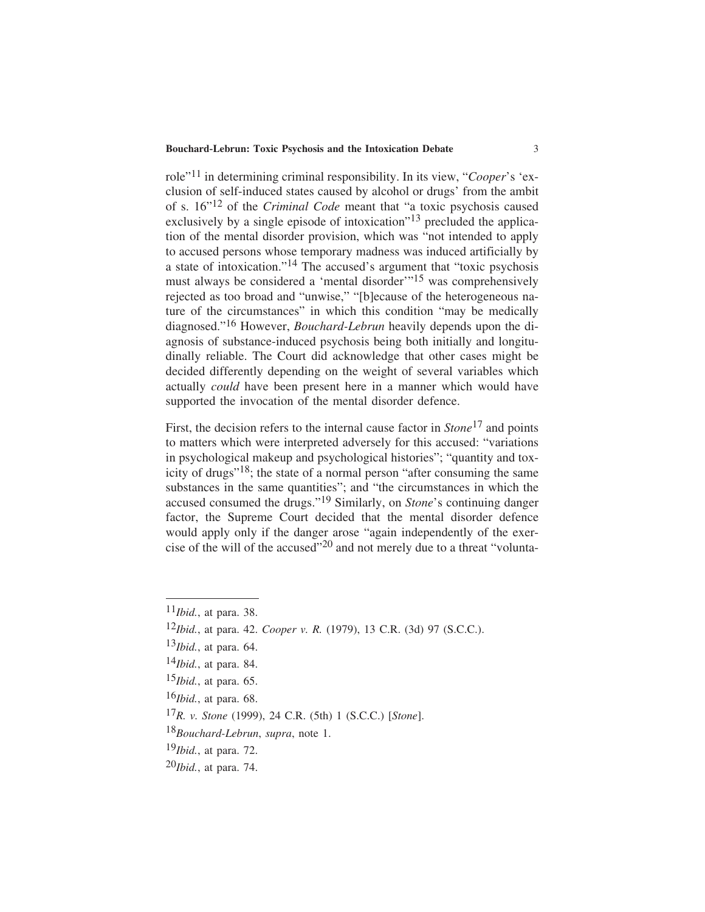role"[11] in determining criminal responsibility. In its view, "*Cooper*'s 'exclusion of self-induced states caused by alcohol or drugs' from the ambit of s. 16"[12] of the *Criminal Code* meant that "a toxic psychosis caused exclusively by a single episode of intoxication"[13] precluded the application of the mental disorder provision, which was "not intended to apply to accused persons whose temporary madness was induced artificially by a state of intoxication."[14] The accused's argument that "toxic psychosis must always be considered a 'mental disorder'"[15] was comprehensively rejected as too broad and "unwise," "[b]ecause of the heterogeneous nature of the circumstances" in which this condition "may be medically diagnosed."[16] However, *Bouchard-Lebrun* heavily depends upon the diagnosis of substance-induced psychosis being both initially and longitudinally reliable. The Court did acknowledge that other cases might be decided differently depending on the weight of several variables which actually *could* have been present here in a manner which would have supported the invocation of the mental disorder defence.

First, the decision refers to the internal cause factor in *Stone*[17] and points to matters which were interpreted adversely for this accused: "variations in psychological makeup and psychological histories"; "quantity and toxicity of drugs"[18]; the state of a normal person "after consuming the same substances in the same quantities"; and "the circumstances in which the accused consumed the drugs."[19] Similarly, on *Stone*'s continuing danger factor, the Supreme Court decided that the mental disorder defence would apply only if the danger arose "again independently of the exercise of the will of the accused"[20] and not merely due to a threat "volunta-

---

[11] *Ibid.*, at para. 38.

[12] *Ibid.*, at para. 42. *Cooper v. R.* (1979), 13 C.R. (3d) 97 (S.C.C.).

[13] *Ibid.*, at para. 64.

[14] *Ibid.*, at para. 84.

[15] *Ibid.*, at para. 65.

[16] *Ibid.*, at para. 68.

[17] *R. v. Stone* (1999), 24 C.R. (5th) 1 (S.C.C.) [*Stone*].

[18] *Bouchard-Lebrun*, *supra*, note 1.

[19] *Ibid.*, at para. 72.

[20] *Ibid.*, at para. 74.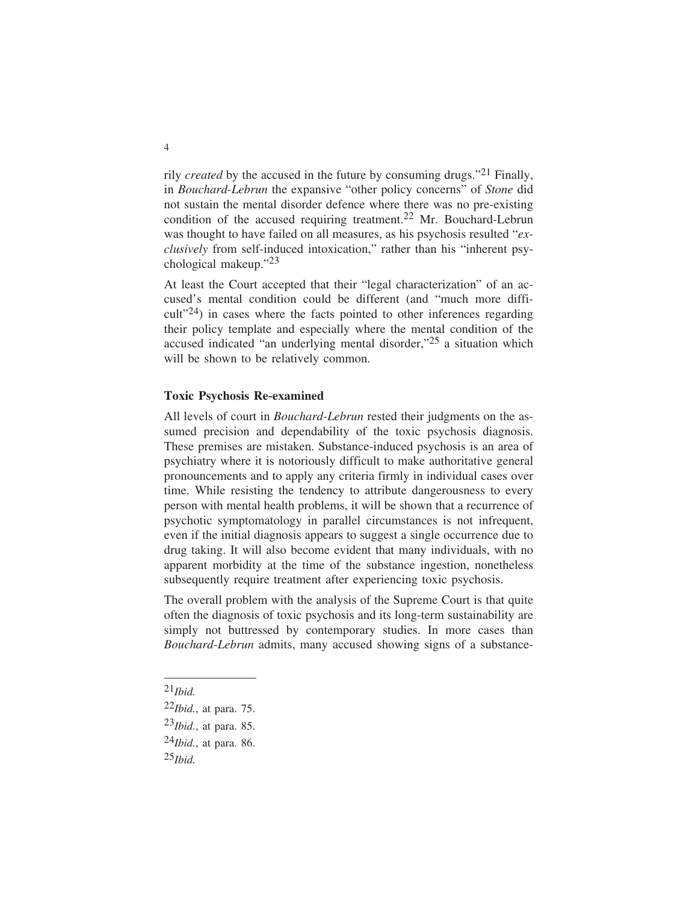rily *created* by the accused in the future by consuming drugs."[21] Finally, in *Bouchard-Lebrun* the expansive "other policy concerns" of *Stone* did not sustain the mental disorder defence where there was no pre-existing condition of the accused requiring treatment.[22] Mr. Bouchard-Lebrun was thought to have failed on all measures, as his psychosis resulted "*exclusively* from self-induced intoxication," rather than his "inherent psychological makeup."[23]

At least the Court accepted that their "legal characterization" of an accused's mental condition could be different (and "much more difficult"[24]) in cases where the facts pointed to other inferences regarding their policy template and especially where the mental condition of the accused indicated "an underlying mental disorder,"[25] a situation which will be shown to be relatively common.

### Toxic Psychosis Re-examined

All levels of court in *Bouchard-Lebrun* rested their judgments on the assumed precision and dependability of the toxic psychosis diagnosis. These premises are mistaken. Substance-induced psychosis is an area of psychiatry where it is notoriously difficult to make authoritative general pronouncements and to apply any criteria firmly in individual cases over time. While resisting the tendency to attribute dangerousness to every person with mental health problems, it will be shown that a recurrence of psychotic symptomatology in parallel circumstances is not infrequent, even if the initial diagnosis appears to suggest a single occurrence due to drug taking. It will also become evident that many individuals, with no apparent morbidity at the time of the substance ingestion, nonetheless subsequently require treatment after experiencing toxic psychosis.

The overall problem with the analysis of the Supreme Court is that quite often the diagnosis of toxic psychosis and its long-term sustainability are simply not buttressed by contemporary studies. In more cases than *Bouchard-Lebrun* admits, many accused showing signs of a substance-

---

[21] *Ibid.*

[22] *Ibid.*, at para. 75.

[23] *Ibid.*, at para. 85.

[24] *Ibid.*, at para. 86.

[25] *Ibid.*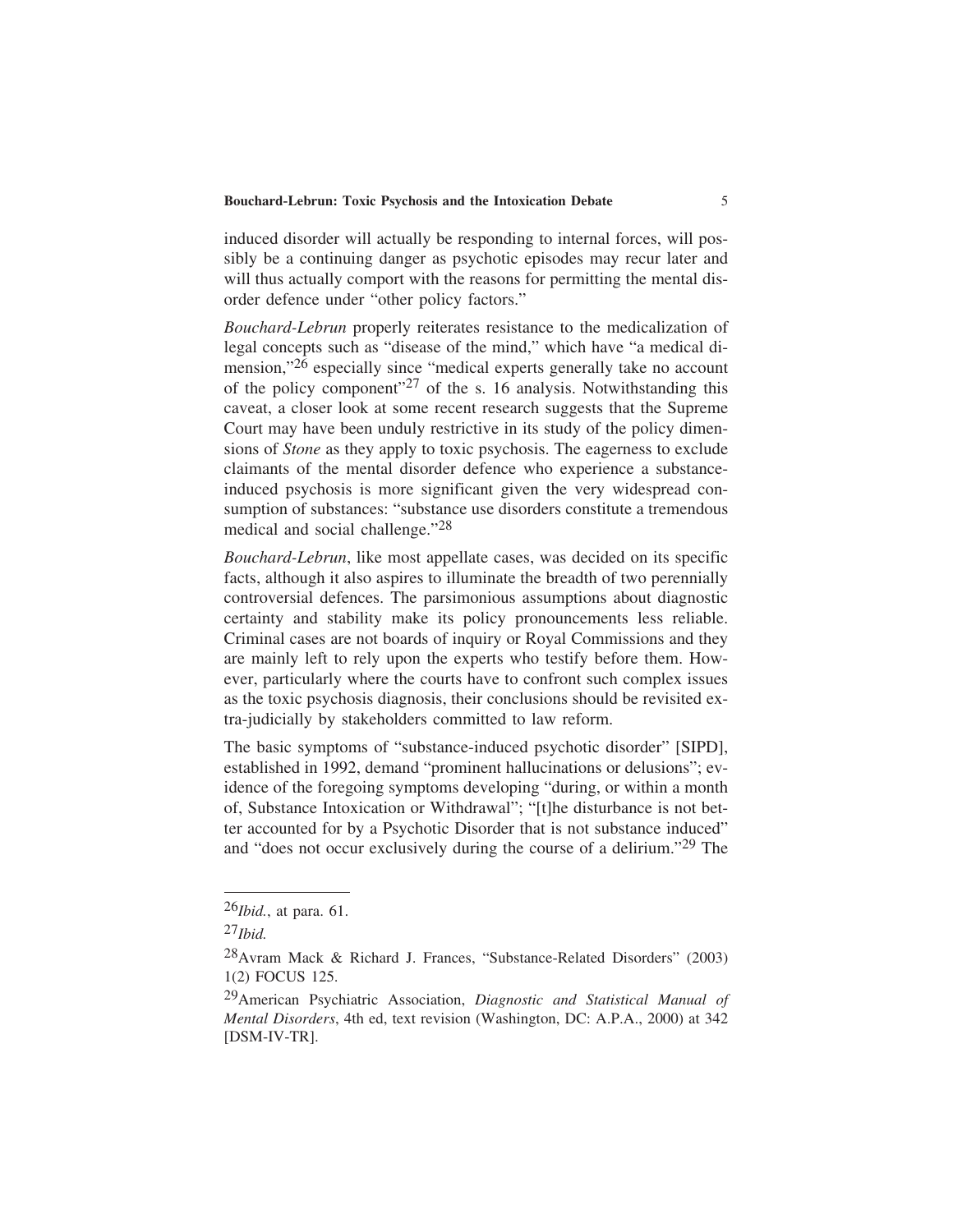induced disorder will actually be responding to internal forces, will possibly be a continuing danger as psychotic episodes may recur later and will thus actually comport with the reasons for permitting the mental disorder defence under "other policy factors."

*Bouchard-Lebrun* properly reiterates resistance to the medicalization of legal concepts such as "disease of the mind," which have "a medical dimension,"[26] especially since "medical experts generally take no account of the policy component"[27] of the s. 16 analysis. Notwithstanding this caveat, a closer look at some recent research suggests that the Supreme Court may have been unduly restrictive in its study of the policy dimensions of *Stone* as they apply to toxic psychosis. The eagerness to exclude claimants of the mental disorder defence who experience a substance-induced psychosis is more significant given the very widespread consumption of substances: "substance use disorders constitute a tremendous medical and social challenge."[28]

*Bouchard-Lebrun*, like most appellate cases, was decided on its specific facts, although it also aspires to illuminate the breadth of two perennially controversial defences. The parsimonious assumptions about diagnostic certainty and stability make its policy pronouncements less reliable. Criminal cases are not boards of inquiry or Royal Commissions and they are mainly left to rely upon the experts who testify before them. However, particularly where the courts have to confront such complex issues as the toxic psychosis diagnosis, their conclusions should be revisited extra-judicially by stakeholders committed to law reform.

The basic symptoms of "substance-induced psychotic disorder" [SIPD], established in 1992, demand "prominent hallucinations or delusions"; evidence of the foregoing symptoms developing "during, or within a month of, Substance Intoxication or Withdrawal"; "[t]he disturbance is not better accounted for by a Psychotic Disorder that is not substance induced" and "does not occur exclusively during the course of a delirium."[29] The

---

[26] *Ibid.*, at para. 61.

[27] *Ibid.*

[28] Avram Mack & Richard J. Frances, "Substance-Related Disorders" (2003) 1(2) FOCUS 125.

[29] American Psychiatric Association, *Diagnostic and Statistical Manual of Mental Disorders*, 4th ed, text revision (Washington, DC: A.P.A., 2000) at 342 [DSM-IV-TR].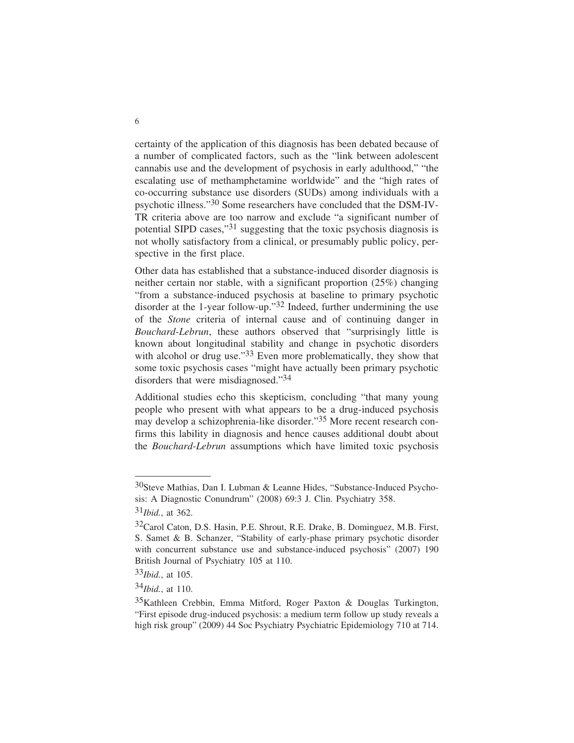certainty of the application of this diagnosis has been debated because of a number of complicated factors, such as the "link between adolescent cannabis use and the development of psychosis in early adulthood," "the escalating use of methamphetamine worldwide" and the "high rates of co-occurring substance use disorders (SUDs) among individuals with a psychotic illness."[30] Some researchers have concluded that the DSM-IV-TR criteria above are too narrow and exclude "a significant number of potential SIPD cases,"[31] suggesting that the toxic psychosis diagnosis is not wholly satisfactory from a clinical, or presumably public policy, perspective in the first place.

Other data has established that a substance-induced disorder diagnosis is neither certain nor stable, with a significant proportion (25%) changing "from a substance-induced psychosis at baseline to primary psychotic disorder at the 1-year follow-up."[32] Indeed, further undermining the use of the *Stone* criteria of internal cause and of continuing danger in *Bouchard-Lebrun*, these authors observed that "surprisingly little is known about longitudinal stability and change in psychotic disorders with alcohol or drug use."[33] Even more problematically, they show that some toxic psychosis cases "might have actually been primary psychotic disorders that were misdiagnosed."[34]

Additional studies echo this skepticism, concluding "that many young people who present with what appears to be a drug-induced psychosis may develop a schizophrenia-like disorder."[35] More recent research confirms this lability in diagnosis and hence causes additional doubt about the *Bouchard-Lebrun* assumptions which have limited toxic psychosis

---

[30] Steve Mathias, Dan I. Lubman & Leanne Hides, "Substance-Induced Psychosis: A Diagnostic Conundrum" (2008) 69:3 J. Clin. Psychiatry 358.

[31] *Ibid.*, at 362.

[32] Carol Caton, D.S. Hasin, P.E. Shrout, R.E. Drake, B. Dominguez, M.B. First, S. Samet & B. Schanzer, "Stability of early-phase primary psychotic disorder with concurrent substance use and substance-induced psychosis" (2007) 190 British Journal of Psychiatry 105 at 110.

[33] *Ibid.*, at 105.

[34] *Ibid.*, at 110.

[35] Kathleen Crebbin, Emma Mitford, Roger Paxton & Douglas Turkington, "First episode drug-induced psychosis: a medium term follow up study reveals a high risk group" (2009) 44 Soc Psychiatry Psychiatric Epidemiology 710 at 714.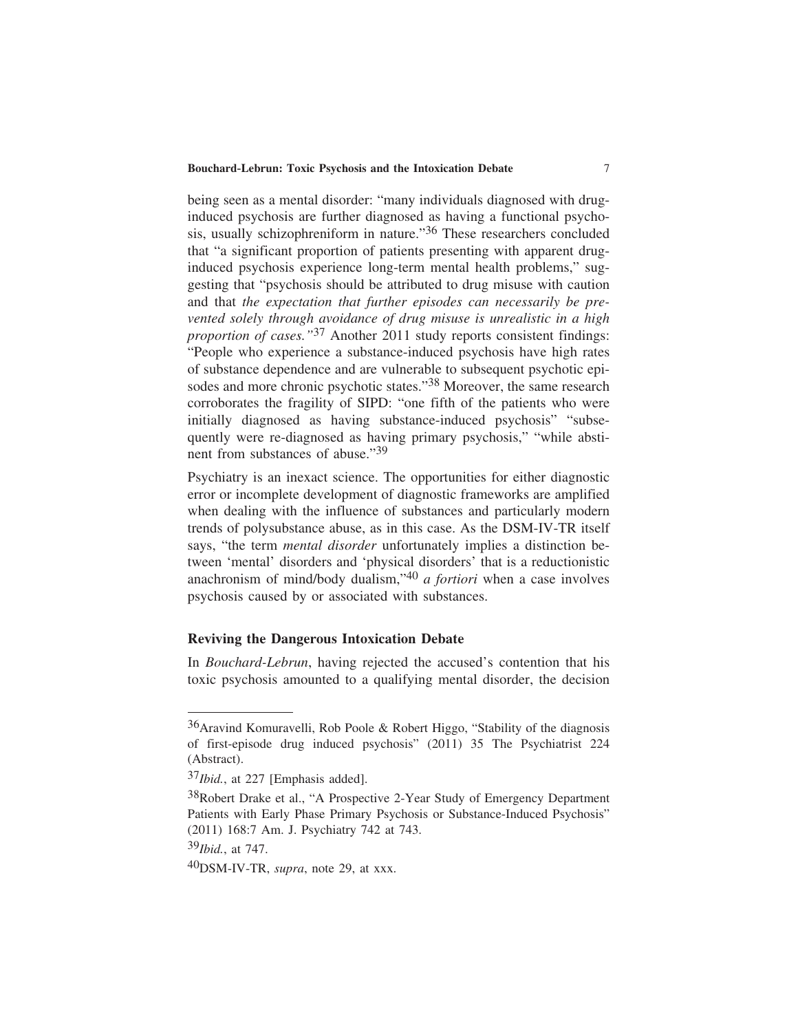being seen as a mental disorder: "many individuals diagnosed with drug-induced psychosis are further diagnosed as having a functional psychosis, usually schizophreniform in nature."[36] These researchers concluded that "a significant proportion of patients presenting with apparent drug-induced psychosis experience long-term mental health problems," suggesting that "psychosis should be attributed to drug misuse with caution and that *the expectation that further episodes can necessarily be prevented solely through avoidance of drug misuse is unrealistic in a high proportion of cases.*"[37] Another 2011 study reports consistent findings: "People who experience a substance-induced psychosis have high rates of substance dependence and are vulnerable to subsequent psychotic episodes and more chronic psychotic states."[38] Moreover, the same research corroborates the fragility of SIPD: "one fifth of the patients who were initially diagnosed as having substance-induced psychosis" "subsequently were re-diagnosed as having primary psychosis," "while abstinent from substances of abuse."[39]

Psychiatry is an inexact science. The opportunities for either diagnostic error or incomplete development of diagnostic frameworks are amplified when dealing with the influence of substances and particularly modern trends of polysubstance abuse, as in this case. As the DSM-IV-TR itself says, "the term *mental disorder* unfortunately implies a distinction between 'mental' disorders and 'physical disorders' that is a reductionistic anachronism of mind/body dualism,"[40] *a fortiori* when a case involves psychosis caused by or associated with substances.

## Reviving the Dangerous Intoxication Debate

In *Bouchard-Lebrun*, having rejected the accused's contention that his toxic psychosis amounted to a qualifying mental disorder, the decision

---

[36] Aravind Komuravelli, Rob Poole & Robert Higgo, "Stability of the diagnosis of first-episode drug induced psychosis" (2011) 35 The Psychiatrist 224 (Abstract).

[37] *Ibid.*, at 227 [Emphasis added].

[38] Robert Drake et al., "A Prospective 2-Year Study of Emergency Department Patients with Early Phase Primary Psychosis or Substance-Induced Psychosis" (2011) 168:7 Am. J. Psychiatry 742 at 743.

[39] *Ibid.*, at 747.

[40] DSM-IV-TR, *supra*, note 29, at xxx.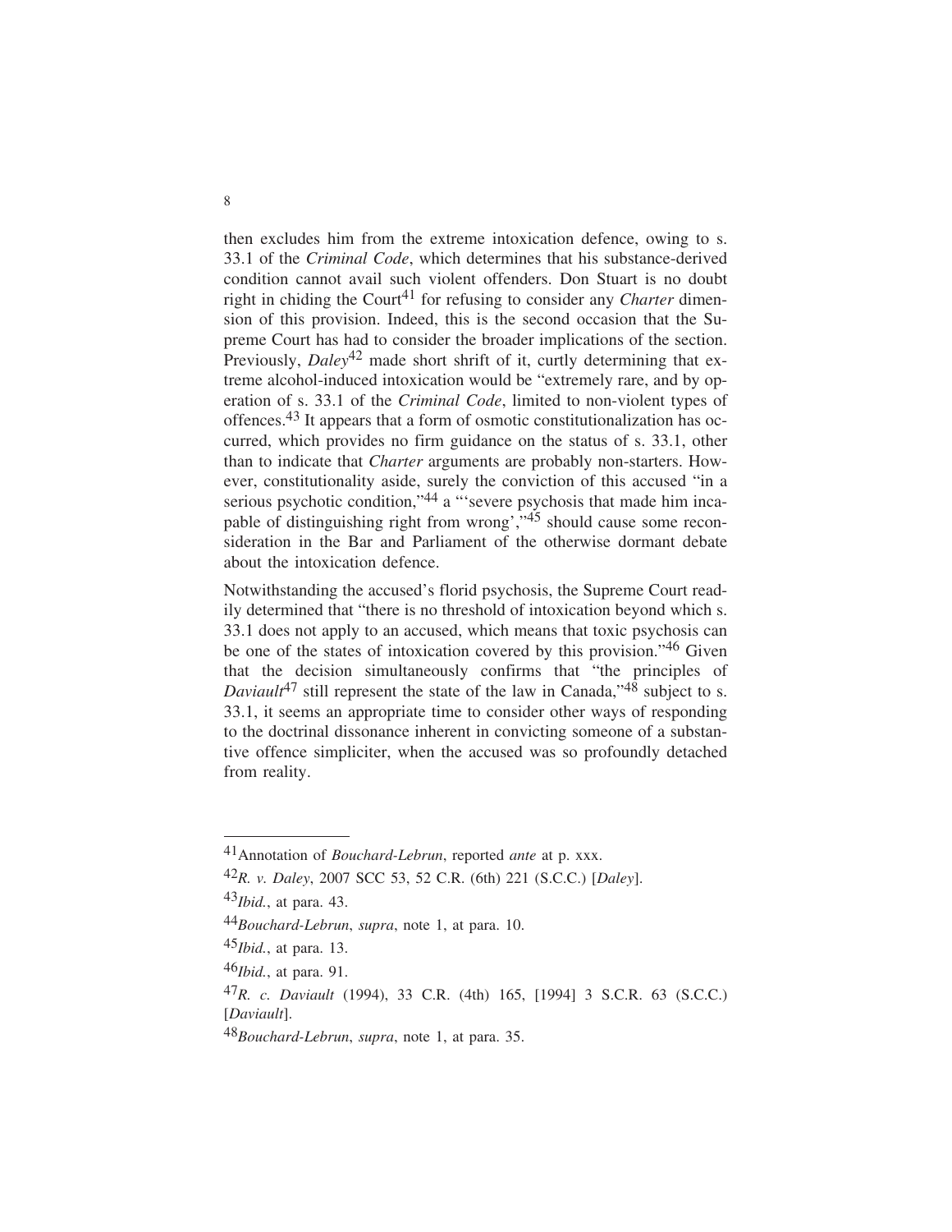then excludes him from the extreme intoxication defence, owing to s. 33.1 of the *Criminal Code*, which determines that his substance-derived condition cannot avail such violent offenders. Don Stuart is no doubt right in chiding the Court[41] for refusing to consider any *Charter* dimension of this provision. Indeed, this is the second occasion that the Supreme Court has had to consider the broader implications of the section. Previously, *Daley*[42] made short shrift of it, curtly determining that extreme alcohol-induced intoxication would be "extremely rare, and by operation of s. 33.1 of the *Criminal Code*, limited to non-violent types of offences.[43] It appears that a form of osmotic constitutionalization has occurred, which provides no firm guidance on the status of s. 33.1, other than to indicate that *Charter* arguments are probably non-starters. However, constitutionality aside, surely the conviction of this accused "in a serious psychotic condition,"[44] a "'severe psychosis that made him incapable of distinguishing right from wrong',"[45] should cause some reconsideration in the Bar and Parliament of the otherwise dormant debate about the intoxication defence.

Notwithstanding the accused's florid psychosis, the Supreme Court readily determined that "there is no threshold of intoxication beyond which s. 33.1 does not apply to an accused, which means that toxic psychosis can be one of the states of intoxication covered by this provision."[46] Given that the decision simultaneously confirms that "the principles of *Daviault*[47] still represent the state of the law in Canada,"[48] subject to s. 33.1, it seems an appropriate time to consider other ways of responding to the doctrinal dissonance inherent in convicting someone of a substantive offence simpliciter, when the accused was so profoundly detached from reality.

---

[41] Annotation of *Bouchard-Lebrun*, reported *ante* at p. xxx.

[42] *R. v. Daley*, 2007 SCC 53, 52 C.R. (6th) 221 (S.C.C.) [*Daley*].

[43] *Ibid.*, at para. 43.

[44] *Bouchard-Lebrun*, *supra*, note 1, at para. 10.

[45] *Ibid.*, at para. 13.

[46] *Ibid.*, at para. 91.

[47] *R. c. Daviault* (1994), 33 C.R. (4th) 165, [1994] 3 S.C.R. 63 (S.C.C.) [*Daviault*].

[48] *Bouchard-Lebrun*, *supra*, note 1, at para. 35.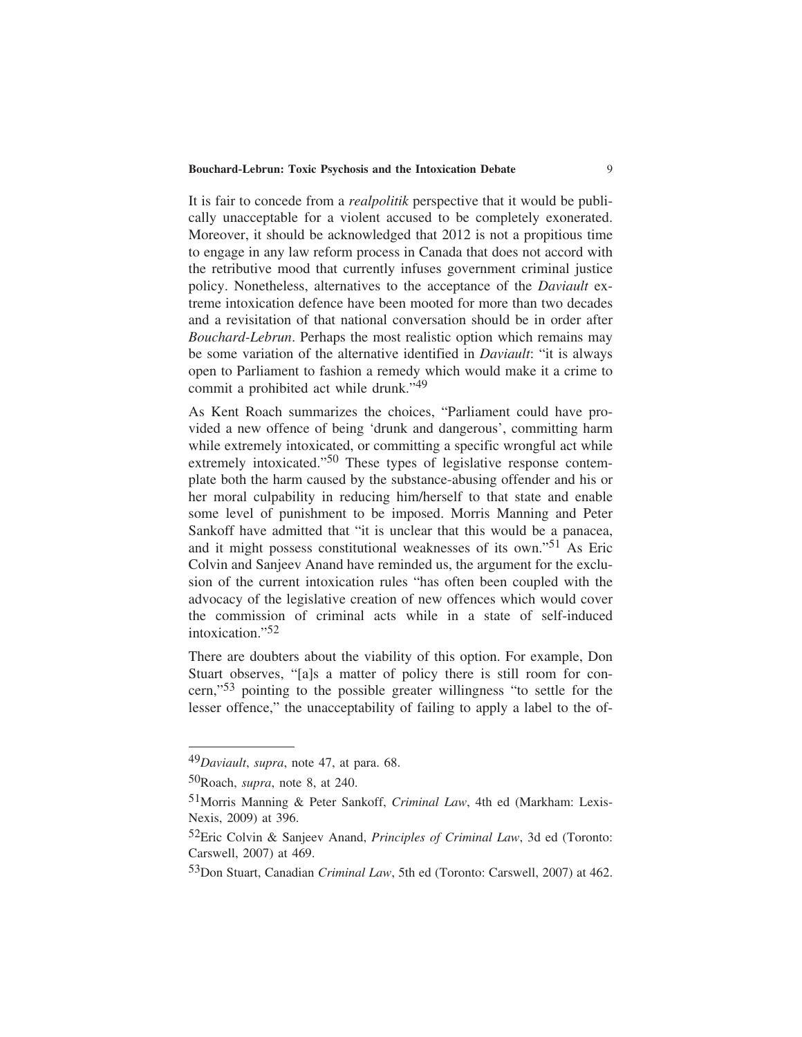It is fair to concede from a *realpolitik* perspective that it would be publically unacceptable for a violent accused to be completely exonerated. Moreover, it should be acknowledged that 2012 is not a propitious time to engage in any law reform process in Canada that does not accord with the retributive mood that currently infuses government criminal justice policy. Nonetheless, alternatives to the acceptance of the *Daviault* extreme intoxication defence have been mooted for more than two decades and a revisitation of that national conversation should be in order after *Bouchard-Lebrun*. Perhaps the most realistic option which remains may be some variation of the alternative identified in *Daviault*: "it is always open to Parliament to fashion a remedy which would make it a crime to commit a prohibited act while drunk."[49]

As Kent Roach summarizes the choices, "Parliament could have provided a new offence of being 'drunk and dangerous', committing harm while extremely intoxicated, or committing a specific wrongful act while extremely intoxicated."[50] These types of legislative response contemplate both the harm caused by the substance-abusing offender and his or her moral culpability in reducing him/herself to that state and enable some level of punishment to be imposed. Morris Manning and Peter Sankoff have admitted that "it is unclear that this would be a panacea, and it might possess constitutional weaknesses of its own."[51] As Eric Colvin and Sanjeev Anand have reminded us, the argument for the exclusion of the current intoxication rules "has often been coupled with the advocacy of the legislative creation of new offences which would cover the commission of criminal acts while in a state of self-induced intoxication."[52]

There are doubters about the viability of this option. For example, Don Stuart observes, "[a]s a matter of policy there is still room for concern,"[53] pointing to the possible greater willingness "to settle for the lesser offence," the unacceptability of failing to apply a label to the of-

---

[49] *Daviault*, *supra*, note 47, at para. 68.

[50] Roach, *supra*, note 8, at 240.

[51] Morris Manning & Peter Sankoff, *Criminal Law*, 4th ed (Markham: LexisNexis, 2009) at 396.

[52] Eric Colvin & Sanjeev Anand, *Principles of Criminal Law*, 3d ed (Toronto: Carswell, 2007) at 469.

[53] Don Stuart, Canadian *Criminal Law*, 5th ed (Toronto: Carswell, 2007) at 462.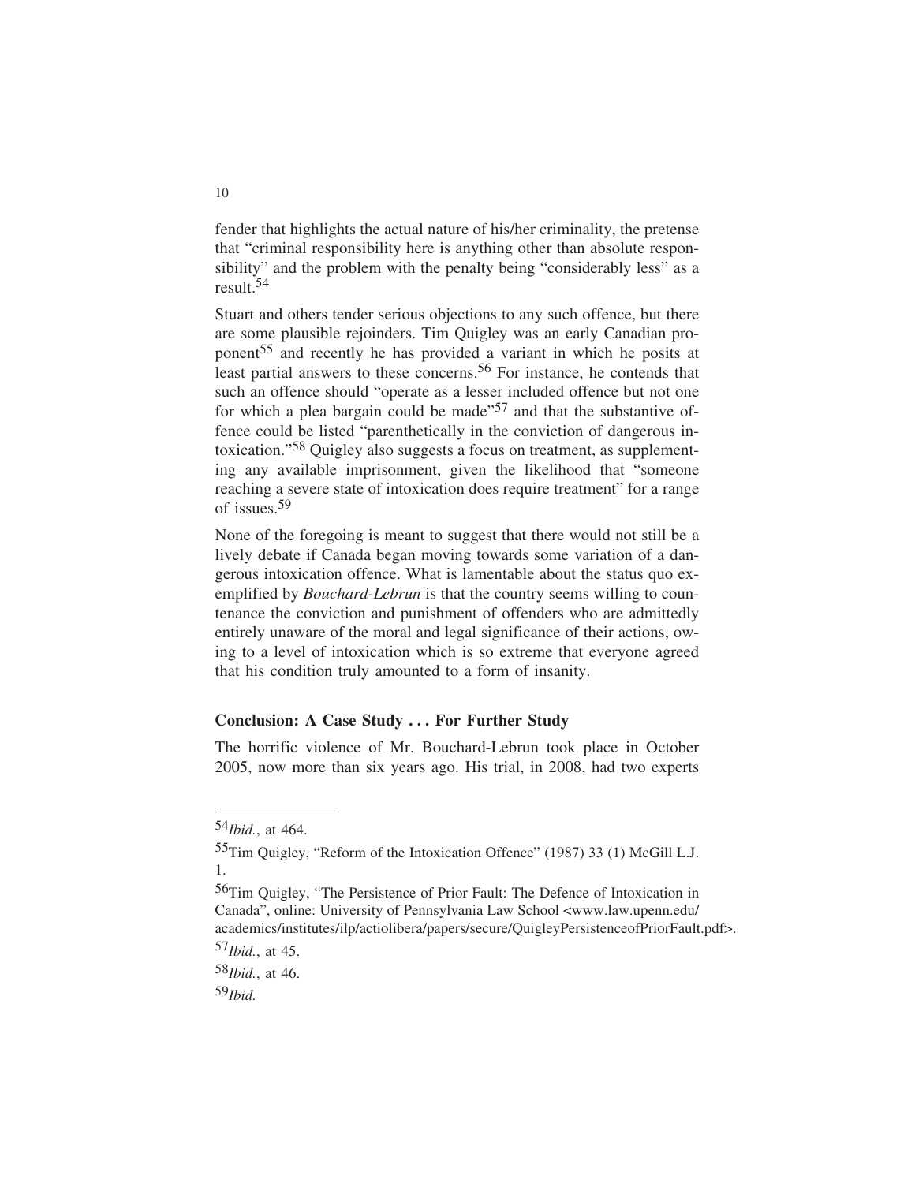fender that highlights the actual nature of his/her criminality, the pretense that "criminal responsibility here is anything other than absolute responsibility" and the problem with the penalty being "considerably less" as a result.[54]

Stuart and others tender serious objections to any such offence, but there are some plausible rejoinders. Tim Quigley was an early Canadian proponent[55] and recently he has provided a variant in which he posits at least partial answers to these concerns.[56] For instance, he contends that such an offence should "operate as a lesser included offence but not one for which a plea bargain could be made"[57] and that the substantive offence could be listed "parenthetically in the conviction of dangerous intoxication."[58] Quigley also suggests a focus on treatment, as supplementing any available imprisonment, given the likelihood that "someone reaching a severe state of intoxication does require treatment" for a range of issues.[59]

None of the foregoing is meant to suggest that there would not still be a lively debate if Canada began moving towards some variation of a dangerous intoxication offence. What is lamentable about the status quo exemplified by *Bouchard-Lebrun* is that the country seems willing to countenance the conviction and punishment of offenders who are admittedly entirely unaware of the moral and legal significance of their actions, owing to a level of intoxication which is so extreme that everyone agreed that his condition truly amounted to a form of insanity.

## Conclusion: A Case Study . . . For Further Study

The horrific violence of Mr. Bouchard-Lebrun took place in October 2005, now more than six years ago. His trial, in 2008, had two experts

---

[54] *Ibid.*, at 464.

[55] Tim Quigley, "Reform of the Intoxication Offence" (1987) 33 (1) McGill L.J. 1.

[56] Tim Quigley, "The Persistence of Prior Fault: The Defence of Intoxication in Canada", online: University of Pennsylvania Law School <www.law.upenn.edu/academics/institutes/ilp/actiolibera/papers/secure/QuigleyPersistenceofPriorFault.pdf>.

[57] *Ibid.*, at 45.

[58] *Ibid.*, at 46.

[59] *Ibid.*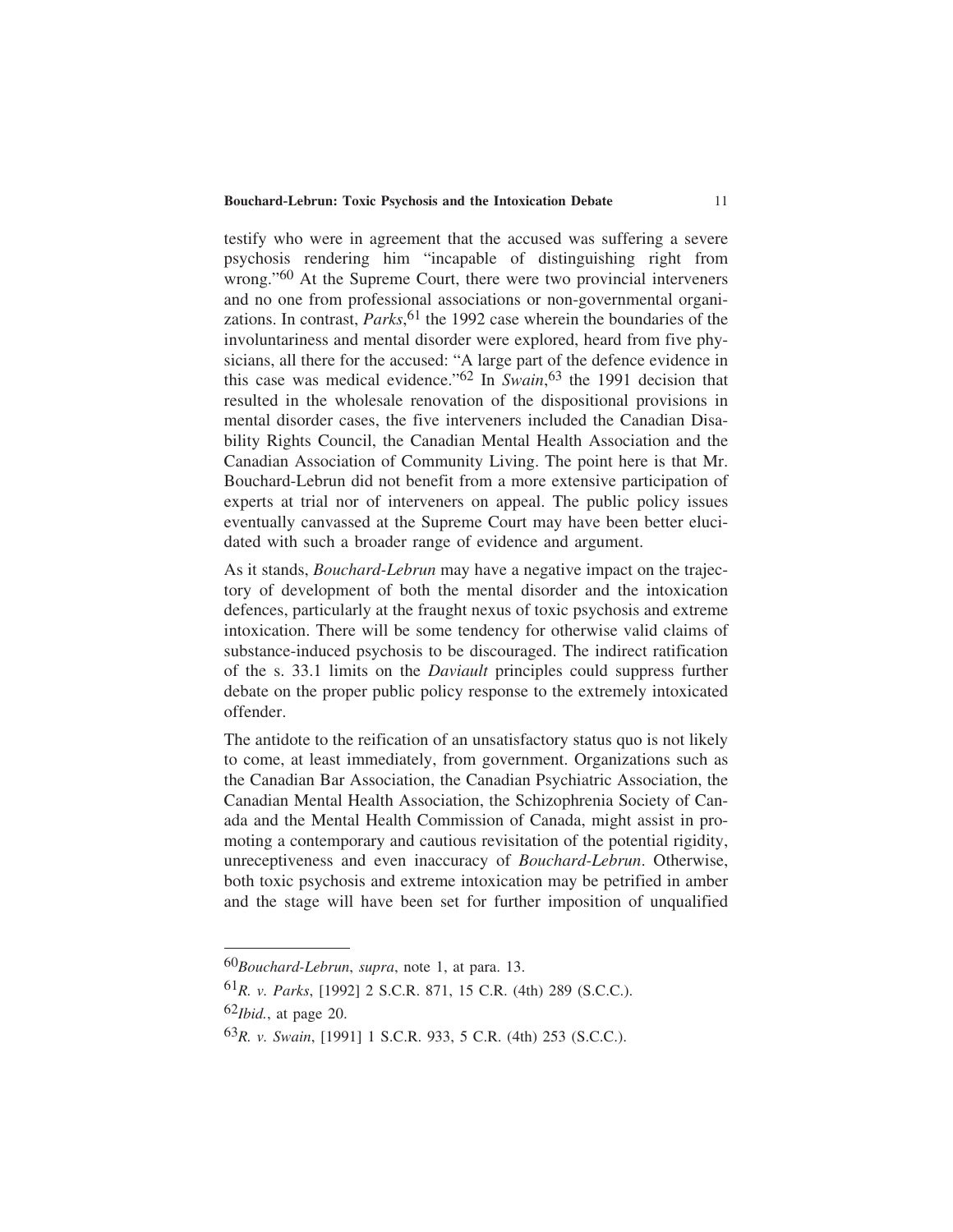testify who were in agreement that the accused was suffering a severe psychosis rendering him "incapable of distinguishing right from wrong."[60] At the Supreme Court, there were two provincial interveners and no one from professional associations or non-governmental organizations. In contrast, *Parks*,[61] the 1992 case wherein the boundaries of the involuntariness and mental disorder were explored, heard from five physicians, all there for the accused: "A large part of the defence evidence in this case was medical evidence."[62] In *Swain*,[63] the 1991 decision that resulted in the wholesale renovation of the dispositional provisions in mental disorder cases, the five interveners included the Canadian Disability Rights Council, the Canadian Mental Health Association and the Canadian Association of Community Living. The point here is that Mr. Bouchard-Lebrun did not benefit from a more extensive participation of experts at trial nor of interveners on appeal. The public policy issues eventually canvassed at the Supreme Court may have been better elucidated with such a broader range of evidence and argument.

As it stands, *Bouchard-Lebrun* may have a negative impact on the trajectory of development of both the mental disorder and the intoxication defences, particularly at the fraught nexus of toxic psychosis and extreme intoxication. There will be some tendency for otherwise valid claims of substance-induced psychosis to be discouraged. The indirect ratification of the s. 33.1 limits on the *Daviault* principles could suppress further debate on the proper public policy response to the extremely intoxicated offender.

The antidote to the reification of an unsatisfactory status quo is not likely to come, at least immediately, from government. Organizations such as the Canadian Bar Association, the Canadian Psychiatric Association, the Canadian Mental Health Association, the Schizophrenia Society of Canada and the Mental Health Commission of Canada, might assist in promoting a contemporary and cautious revisitation of the potential rigidity, unreceptiveness and even inaccuracy of *Bouchard-Lebrun*. Otherwise, both toxic psychosis and extreme intoxication may be petrified in amber and the stage will have been set for further imposition of unqualified

---

[60] *Bouchard-Lebrun*, *supra*, note 1, at para. 13.

[61] *R. v. Parks*, [1992] 2 S.C.R. 871, 15 C.R. (4th) 289 (S.C.C.).

[62] *Ibid.*, at page 20.

[63] *R. v. Swain*, [1991] 1 S.C.R. 933, 5 C.R. (4th) 253 (S.C.C.).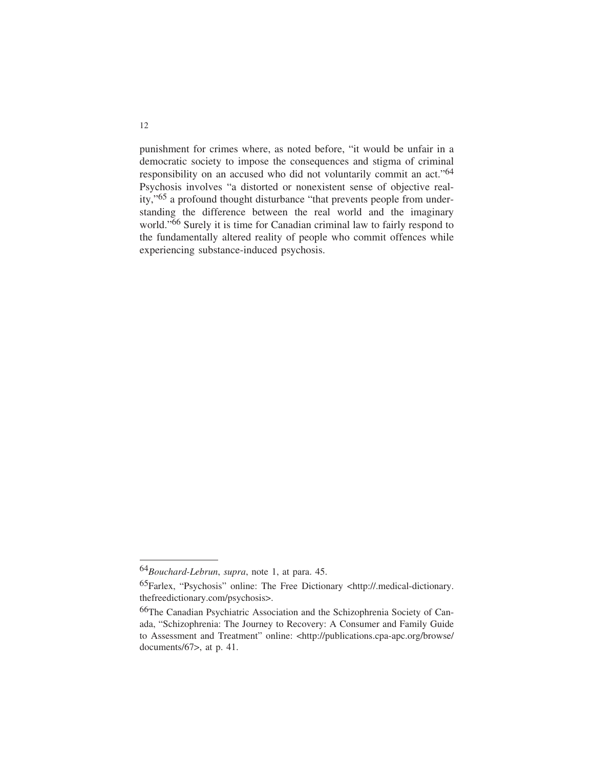punishment for crimes where, as noted before, "it would be unfair in a democratic society to impose the consequences and stigma of criminal responsibility on an accused who did not voluntarily commit an act."[64] Psychosis involves "a distorted or nonexistent sense of objective reality,"[65] a profound thought disturbance "that prevents people from understanding the difference between the real world and the imaginary world."[66] Surely it is time for Canadian criminal law to fairly respond to the fundamentally altered reality of people who commit offences while experiencing substance-induced psychosis.

---

[64] *Bouchard-Lebrun*, *supra*, note 1, at para. 45.

[65] Farlex, "Psychosis" online: The Free Dictionary <http://.medical-dictionary.thefreedictionary.com/psychosis>.

[66] The Canadian Psychiatric Association and the Schizophrenia Society of Canada, "Schizophrenia: The Journey to Recovery: A Consumer and Family Guide to Assessment and Treatment" online: <http://publications.cpa-apc.org/browse/documents/67>, at p. 41.